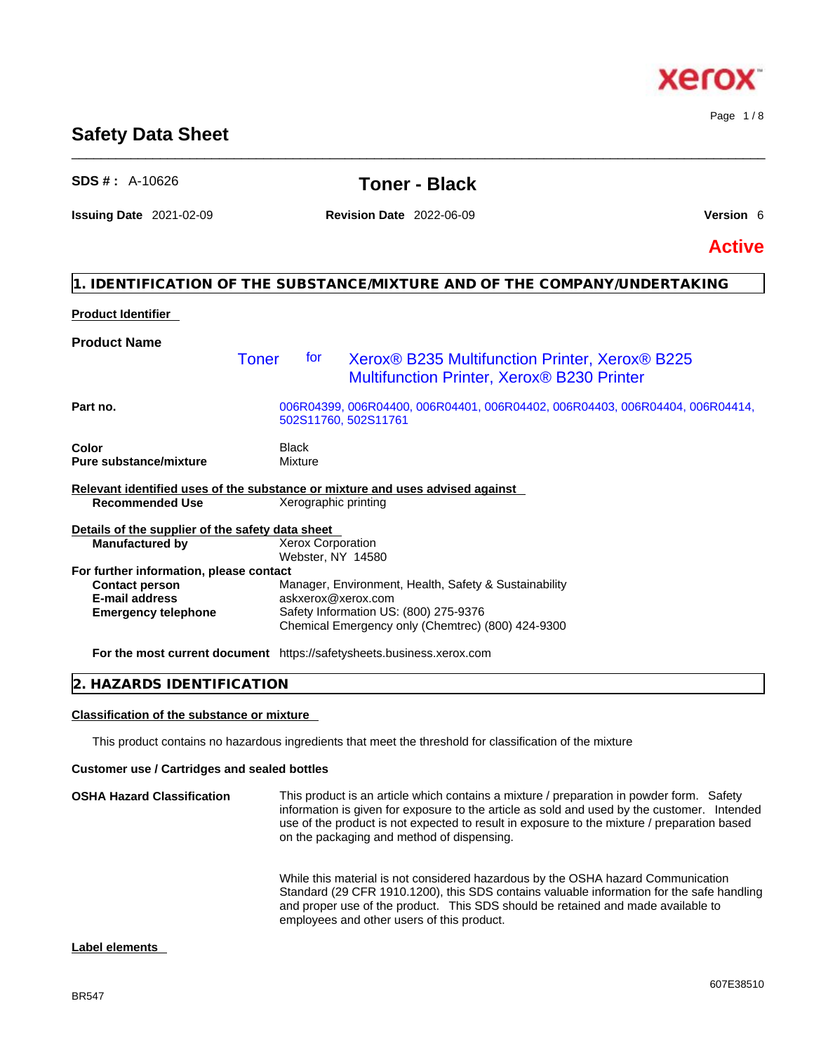# Safety Data Sheet

**SDS # :** A-10626

## Toner - Black

**Issuing Date** 2021-02-09 **Revision Date** 2022-06-09 **Version** 6

**Active**

## 1. IDENTIFICATION OF THE SUBSTANCE/MIXTURE AND OF THE COMPANY/UNDERTAKING

**Product Identifier**

**Product Name** Toner for Xerox® B235 Multifunction Printer, Xerox® B225 Multifunction Printer, Xerox® B230 Printer

**Part no.** 006R04399, 006R04400, 006R04401, 006R04402, 006R04403, 006R04404, 006R04414, 502S11760, 502S11761

**Color** Black
**Pure substance/mixture** Mixture

**Relevant identified uses of the substance or mixture and uses advised against**

**Recommended Use** Xerographic printing

**Details of the supplier of the safety data sheet**

**Manufactured by** Xerox Corporation
Webster, NY 14580

**For further information, please contact**

**Contact person** Manager, Environment, Health, Safety & Sustainability
**E-mail address** askxerox@xerox.com
**Emergency telephone** Safety Information US: (800) 275-9376
Chemical Emergency only (Chemtrec) (800) 424-9300

**For the most current document** https://safetysheets.business.xerox.com

## 2. HAZARDS IDENTIFICATION

**Classification of the substance or mixture**

This product contains no hazardous ingredients that meet the threshold for classification of the mixture

**Customer use / Cartridges and sealed bottles**

**OSHA Hazard Classification** This product is an article which contains a mixture / preparation in powder form. Safety information is given for exposure to the article as sold and used by the customer. Intended use of the product is not expected to result in exposure to the mixture / preparation based on the packaging and method of dispensing.

While this material is not considered hazardous by the OSHA hazard Communication Standard (29 CFR 1910.1200), this SDS contains valuable information for the safe handling and proper use of the product. This SDS should be retained and made available to employees and other users of this product.

**Label elements**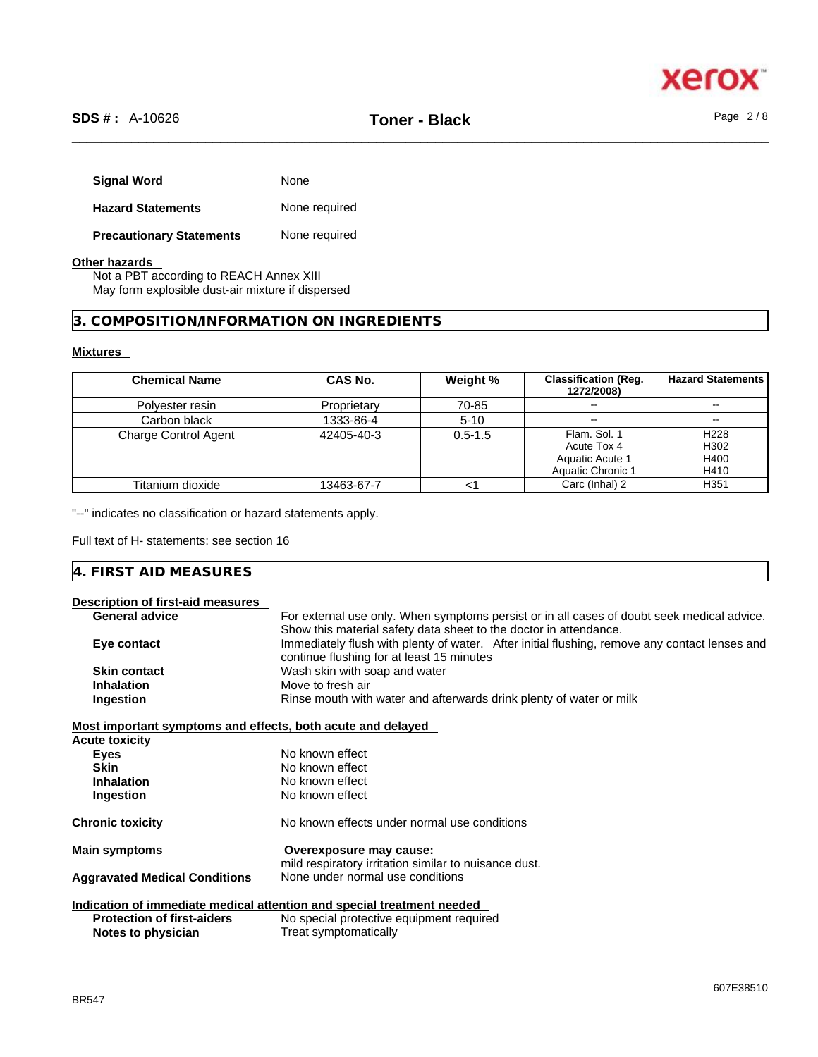| | |
|---|---|
| **Signal Word** | None |
| **Hazard Statements** | None required |
| **Precautionary Statements** | None required |

**Other hazards**

Not a PBT according to REACH Annex XIII
May form explosible dust-air mixture if dispersed

## 3. COMPOSITION/INFORMATION ON INGREDIENTS

**Mixtures**

| Chemical Name | CAS No. | Weight % | Classification (Reg. 1272/2008) | Hazard Statements |
|---|---|---|---|---|
| Polyester resin | Proprietary | 70-85 | -- | -- |
| Carbon black | 1333-86-4 | 5-10 | -- | -- |
| Charge Control Agent | 42405-40-3 | 0.5-1.5 | Flam. Sol. 1<br>Acute Tox 4<br>Aquatic Acute 1<br>Aquatic Chronic 1 | H228<br>H302<br>H400<br>H410 |
| Titanium dioxide | 13463-67-7 | <1 | Carc (Inhal) 2 | H351 |

"--" indicates no classification or hazard statements apply.

Full text of H- statements: see section 16

## 4. FIRST AID MEASURES

**Description of first-aid measures**

| | |
|---|---|
| **General advice** | For external use only. When symptoms persist or in all cases of doubt seek medical advice. Show this material safety data sheet to the doctor in attendance. |
| **Eye contact** | Immediately flush with plenty of water. After initial flushing, remove any contact lenses and continue flushing for at least 15 minutes |
| **Skin contact** | Wash skin with soap and water |
| **Inhalation** | Move to fresh air |
| **Ingestion** | Rinse mouth with water and afterwards drink plenty of water or milk |

**Most important symptoms and effects, both acute and delayed**

**Acute toxicity**

| | |
|---|---|
| **Eyes** | No known effect |
| **Skin** | No known effect |
| **Inhalation** | No known effect |
| **Ingestion** | No known effect |

| | |
|---|---|
| **Chronic toxicity** | No known effects under normal use conditions |
| **Main symptoms** | **Overexposure may cause:**<br>mild respiratory irritation similar to nuisance dust. |
| **Aggravated Medical Conditions** | None under normal use conditions |

**Indication of immediate medical attention and special treatment needed**

| | |
|---|---|
| **Protection of first-aiders** | No special protective equipment required |
| **Notes to physician** | Treat symptomatically |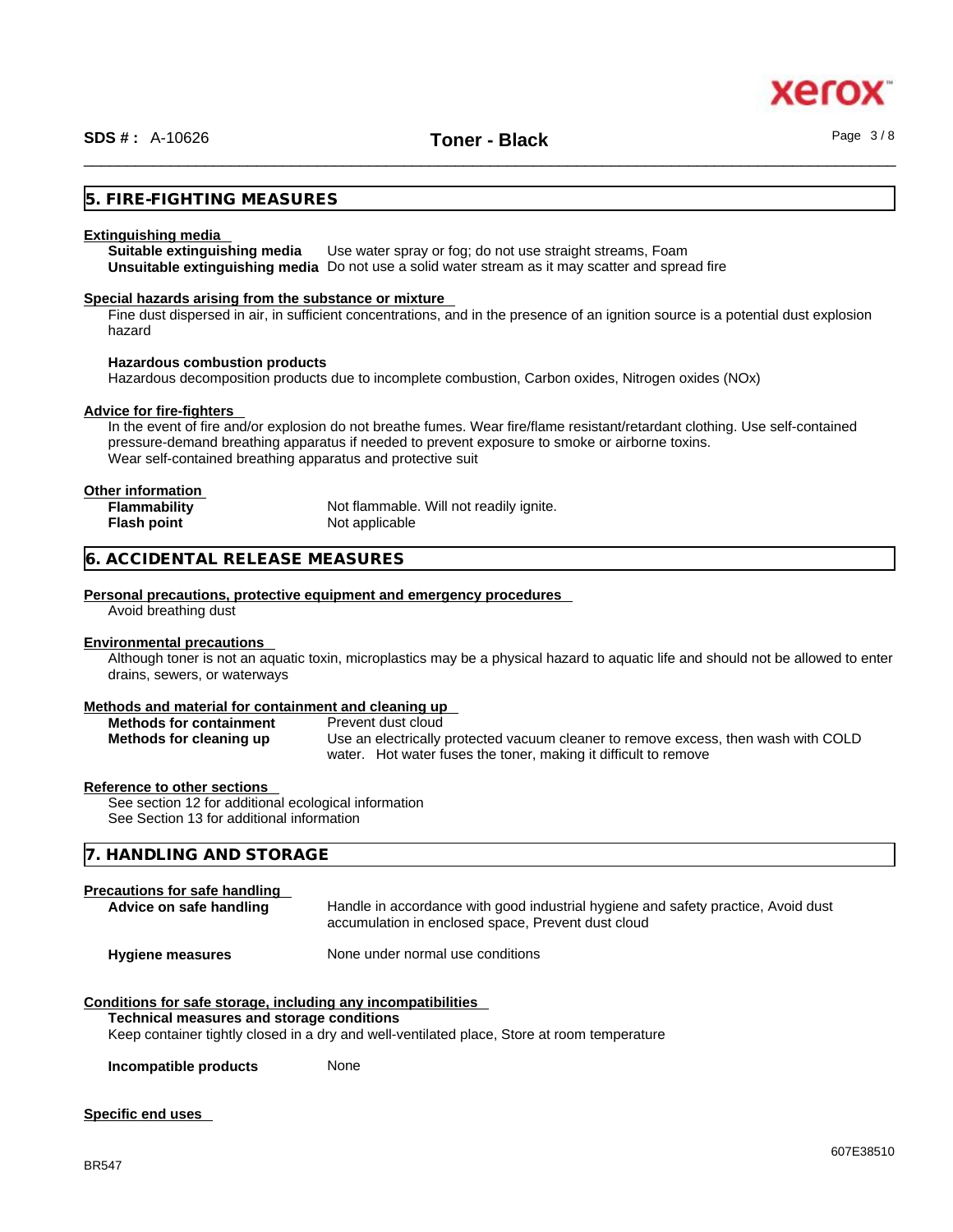## 5. FIRE-FIGHTING MEASURES

**Extinguishing media**

**Suitable extinguishing media** Use water spray or fog; do not use straight streams, Foam

**Unsuitable extinguishing media** Do not use a solid water stream as it may scatter and spread fire

**Special hazards arising from the substance or mixture**

Fine dust dispersed in air, in sufficient concentrations, and in the presence of an ignition source is a potential dust explosion hazard

**Hazardous combustion products**

Hazardous decomposition products due to incomplete combustion, Carbon oxides, Nitrogen oxides (NOx)

**Advice for fire-fighters**

In the event of fire and/or explosion do not breathe fumes. Wear fire/flame resistant/retardant clothing. Use self-contained pressure-demand breathing apparatus if needed to prevent exposure to smoke or airborne toxins.
Wear self-contained breathing apparatus and protective suit

**Other information**

**Flammability** Not flammable. Will not readily ignite.

**Flash point** Not applicable

## 6. ACCIDENTAL RELEASE MEASURES

**Personal precautions, protective equipment and emergency procedures**

Avoid breathing dust

**Environmental precautions**

Although toner is not an aquatic toxin, microplastics may be a physical hazard to aquatic life and should not be allowed to enter drains, sewers, or waterways

**Methods and material for containment and cleaning up**

**Methods for containment** Prevent dust cloud

**Methods for cleaning up** Use an electrically protected vacuum cleaner to remove excess, then wash with COLD water. Hot water fuses the toner, making it difficult to remove

**Reference to other sections**

See section 12 for additional ecological information
See Section 13 for additional information

## 7. HANDLING AND STORAGE

**Precautions for safe handling**

**Advice on safe handling** Handle in accordance with good industrial hygiene and safety practice, Avoid dust accumulation in enclosed space, Prevent dust cloud

**Hygiene measures** None under normal use conditions

**Conditions for safe storage, including any incompatibilities**

**Technical measures and storage conditions**

Keep container tightly closed in a dry and well-ventilated place, Store at room temperature

**Incompatible products** None

**Specific end uses**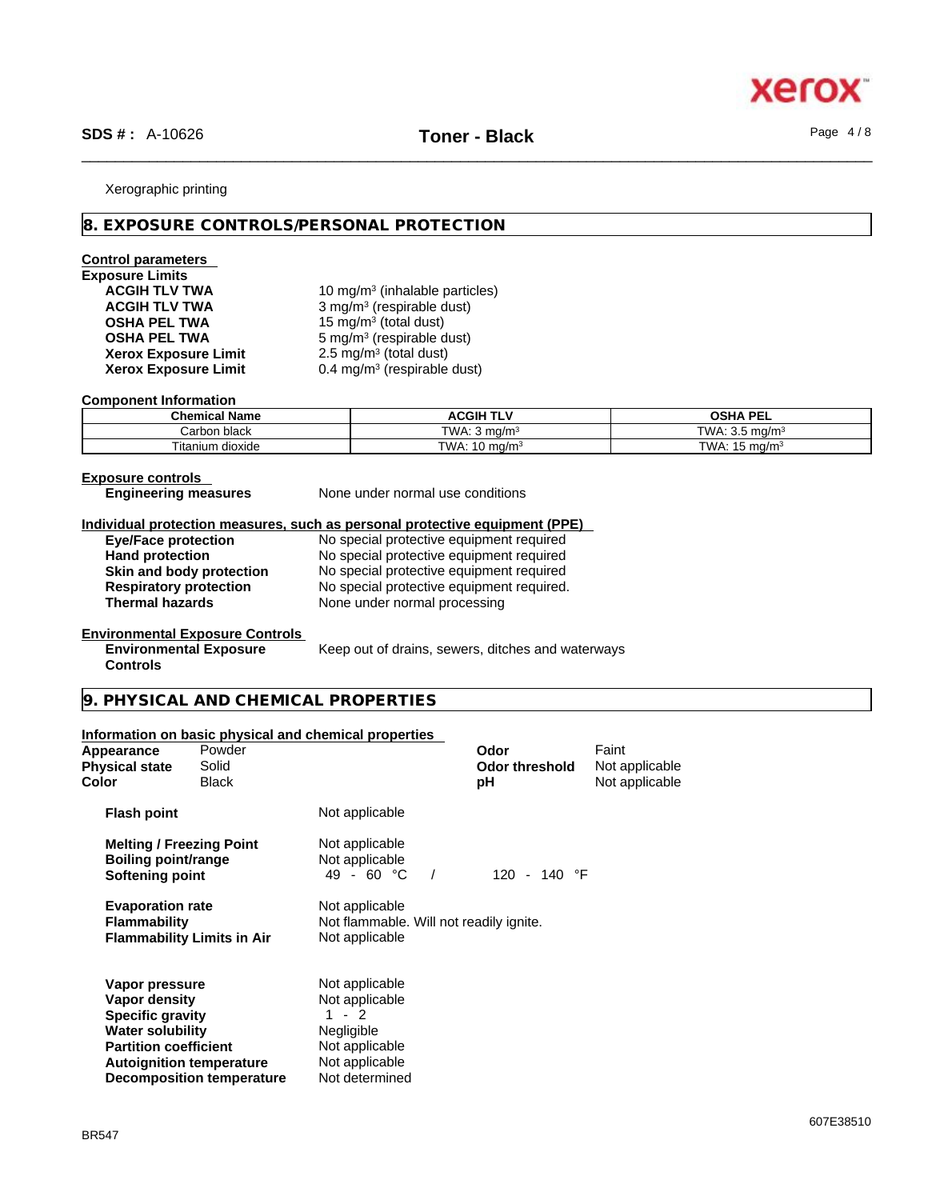Xerographic printing

## 8. EXPOSURE CONTROLS/PERSONAL PROTECTION

**Control parameters**

**Exposure Limits**

| | |
|---|---|
| **ACGIH TLV TWA** | 10 mg/m³ (inhalable particles) |
| **ACGIH TLV TWA** | 3 mg/m³ (respirable dust) |
| **OSHA PEL TWA** | 15 mg/m³ (total dust) |
| **OSHA PEL TWA** | 5 mg/m³ (respirable dust) |
| **Xerox Exposure Limit** | 2.5 mg/m³ (total dust) |
| **Xerox Exposure Limit** | 0.4 mg/m³ (respirable dust) |

**Component Information**

| Chemical Name | ACGIH TLV | OSHA PEL |
|---|---|---|
| Carbon black | TWA: 3 mg/m³ | TWA: 3.5 mg/m³ |
| Titanium dioxide | TWA: 10 mg/m³ | TWA: 15 mg/m³ |

**Exposure controls**

**Engineering measures** None under normal use conditions

**Individual protection measures, such as personal protective equipment (PPE)**

| | |
|---|---|
| **Eye/Face protection** | No special protective equipment required |
| **Hand protection** | No special protective equipment required |
| **Skin and body protection** | No special protective equipment required |
| **Respiratory protection** | No special protective equipment required. |
| **Thermal hazards** | None under normal processing |

**Environmental Exposure Controls**

**Environmental Exposure Controls** Keep out of drains, sewers, ditches and waterways

## 9. PHYSICAL AND CHEMICAL PROPERTIES

**Information on basic physical and chemical properties**

| | | | |
|---|---|---|---|
| **Appearance** | Powder | **Odor** | Faint |
| **Physical state** | Solid | **Odor threshold** | Not applicable |
| **Color** | Black | **pH** | Not applicable |

| | |
|---|---|
| **Flash point** | Not applicable |
| **Melting / Freezing Point** | Not applicable |
| **Boiling point/range** | Not applicable |
| **Softening point** | 49 - 60 °C / 120 - 140 °F |
| **Evaporation rate** | Not applicable |
| **Flammability** | Not flammable. Will not readily ignite. |
| **Flammability Limits in Air** | Not applicable |
| **Vapor pressure** | Not applicable |
| **Vapor density** | Not applicable |
| **Specific gravity** | 1 - 2 |
| **Water solubility** | Negligible |
| **Partition coefficient** | Not applicable |
| **Autoignition temperature** | Not applicable |
| **Decomposition temperature** | Not determined |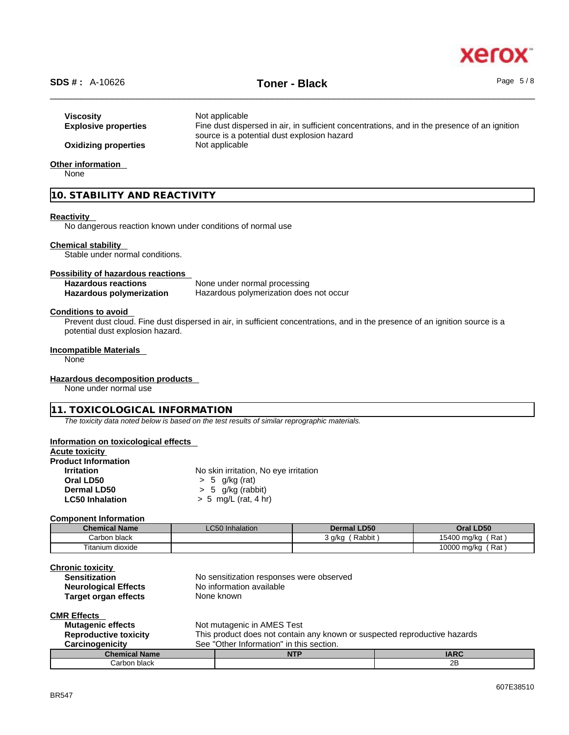**Viscosity** Not applicable

**Explosive properties** Fine dust dispersed in air, in sufficient concentrations, and in the presence of an ignition source is a potential dust explosion hazard

**Oxidizing properties** Not applicable

**Other information**

None

## 10. STABILITY AND REACTIVITY

**Reactivity**

No dangerous reaction known under conditions of normal use

**Chemical stability**

Stable under normal conditions.

**Possibility of hazardous reactions**

**Hazardous reactions** None under normal processing

**Hazardous polymerization** Hazardous polymerization does not occur

**Conditions to avoid**

Prevent dust cloud. Fine dust dispersed in air, in sufficient concentrations, and in the presence of an ignition source is a potential dust explosion hazard.

**Incompatible Materials**

None

**Hazardous decomposition products**

None under normal use

## 11. TOXICOLOGICAL INFORMATION

*The toxicity data noted below is based on the test results of similar reprographic materials.*

**Information on toxicological effects**

**Acute toxicity**

**Product Information**

**Irritation** No skin irritation, No eye irritation

**Oral LD50** > 5 g/kg (rat)

**Dermal LD50** > 5 g/kg (rabbit)

**LC50 Inhalation** > 5 mg/L (rat, 4 hr)

**Component Information**

| Chemical Name | LC50 Inhalation | Dermal LD50 | Oral LD50 |
|---|---|---|---|
| Carbon black | | 3 g/kg ( Rabbit ) | 15400 mg/kg ( Rat ) |
| Titanium dioxide | | | 10000 mg/kg ( Rat ) |

**Chronic toxicity**

**Sensitization** No sensitization responses were observed

**Neurological Effects** No information available

**Target organ effects** None known

**CMR Effects**

**Mutagenic effects** Not mutagenic in AMES Test

**Reproductive toxicity** This product does not contain any known or suspected reproductive hazards

**Carcinogenicity** See "Other Information" in this section.

| Chemical Name | NTP | IARC |
|---|---|---|
| Carbon black | | 2B |

607E38510

BR547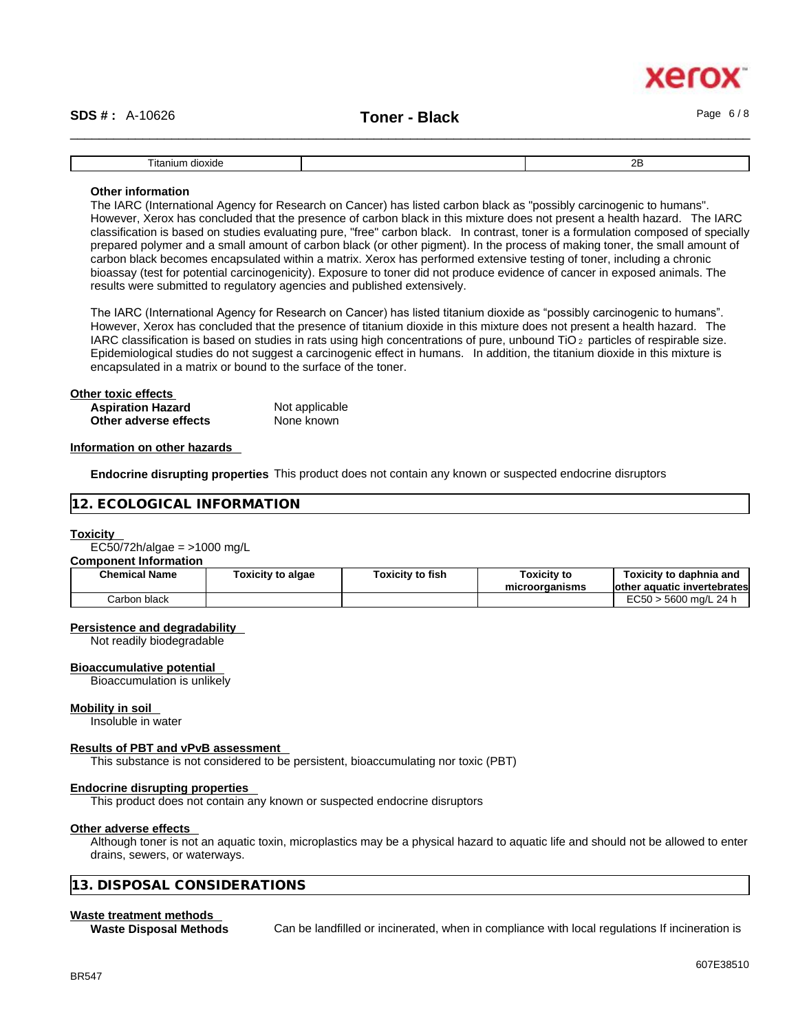| Titanium dioxide | | 2B |
|---|---|---|

**Other information**

The IARC (International Agency for Research on Cancer) has listed carbon black as "possibly carcinogenic to humans". However, Xerox has concluded that the presence of carbon black in this mixture does not present a health hazard. The IARC classification is based on studies evaluating pure, "free" carbon black. In contrast, toner is a formulation composed of specially prepared polymer and a small amount of carbon black (or other pigment). In the process of making toner, the small amount of carbon black becomes encapsulated within a matrix. Xerox has performed extensive testing of toner, including a chronic bioassay (test for potential carcinogenicity). Exposure to toner did not produce evidence of cancer in exposed animals. The results were submitted to regulatory agencies and published extensively.

The IARC (International Agency for Research on Cancer) has listed titanium dioxide as "possibly carcinogenic to humans". However, Xerox has concluded that the presence of titanium dioxide in this mixture does not present a health hazard. The IARC classification is based on studies in rats using high concentrations of pure, unbound $TiO_2$ particles of respirable size. Epidemiological studies do not suggest a carcinogenic effect in humans. In addition, the titanium dioxide in this mixture is encapsulated in a matrix or bound to the surface of the toner.

**Other toxic effects**

**Aspiration Hazard** Not applicable
**Other adverse effects** None known

**Information on other hazards**

**Endocrine disrupting properties** This product does not contain any known or suspected endocrine disruptors

## 12. ECOLOGICAL INFORMATION

**Toxicity**

EC50/72h/algae = >1000 mg/L

**Component Information**

| Chemical Name | Toxicity to algae | Toxicity to fish | Toxicity to microorganisms | Toxicity to daphnia and other aquatic invertebrates |
|---|---|---|---|---|
| Carbon black | | | | EC50 > 5600 mg/L 24 h |

**Persistence and degradability**

Not readily biodegradable

**Bioaccumulative potential**

Bioaccumulation is unlikely

**Mobility in soil**

Insoluble in water

**Results of PBT and vPvB assessment**

This substance is not considered to be persistent, bioaccumulating nor toxic (PBT)

**Endocrine disrupting properties**

This product does not contain any known or suspected endocrine disruptors

**Other adverse effects**

Although toner is not an aquatic toxin, microplastics may be a physical hazard to aquatic life and should not be allowed to enter drains, sewers, or waterways.

## 13. DISPOSAL CONSIDERATIONS

**Waste treatment methods**

**Waste Disposal Methods** Can be landfilled or incinerated, when in compliance with local regulations If incineration is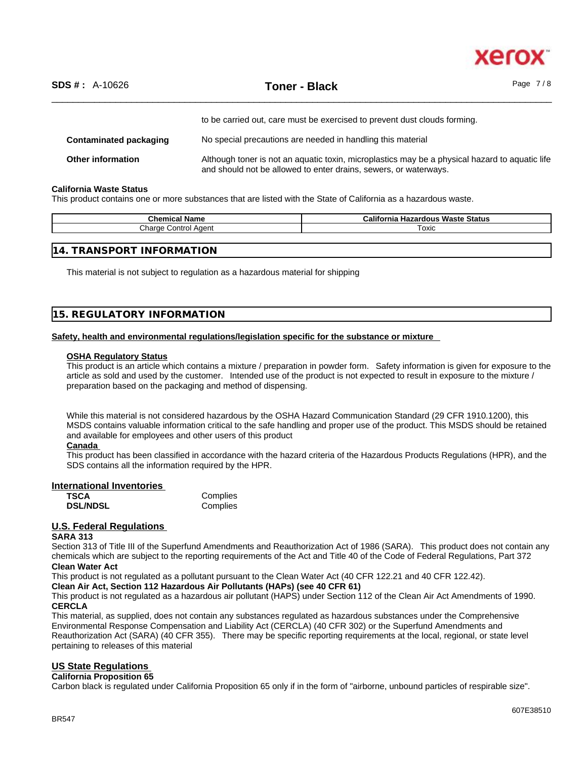to be carried out, care must be exercised to prevent dust clouds forming.

**Contaminated packaging** No special precautions are needed in handling this material

**Other information** Although toner is not an aquatic toxin, microplastics may be a physical hazard to aquatic life and should not be allowed to enter drains, sewers, or waterways.

**California Waste Status**

This product contains one or more substances that are listed with the State of California as a hazardous waste.

| Chemical Name | California Hazardous Waste Status |
|---|---|
| Charge Control Agent | Toxic |

## 14. TRANSPORT INFORMATION

This material is not subject to regulation as a hazardous material for shipping

## 15. REGULATORY INFORMATION

**Safety, health and environmental regulations/legislation specific for the substance or mixture**

**OSHA Regulatory Status**

This product is an article which contains a mixture / preparation in powder form. Safety information is given for exposure to the article as sold and used by the customer. Intended use of the product is not expected to result in exposure to the mixture / preparation based on the packaging and method of dispensing.

While this material is not considered hazardous by the OSHA Hazard Communication Standard (29 CFR 1910.1200), this MSDS contains valuable information critical to the safe handling and proper use of the product. This MSDS should be retained and available for employees and other users of this product

**Canada**

This product has been classified in accordance with the hazard criteria of the Hazardous Products Regulations (HPR), and the SDS contains all the information required by the HPR.

**International Inventories**

| | |
|---|---|
| **TSCA** | Complies |
| **DSL/NDSL** | Complies |

**U.S. Federal Regulations**

**SARA 313**

Section 313 of Title III of the Superfund Amendments and Reauthorization Act of 1986 (SARA). This product does not contain any chemicals which are subject to the reporting requirements of the Act and Title 40 of the Code of Federal Regulations, Part 372

**Clean Water Act**

This product is not regulated as a pollutant pursuant to the Clean Water Act (40 CFR 122.21 and 40 CFR 122.42).

**Clean Air Act, Section 112 Hazardous Air Pollutants (HAPs) (see 40 CFR 61)**

This product is not regulated as a hazardous air pollutant (HAPS) under Section 112 of the Clean Air Act Amendments of 1990.

**CERCLA**

This material, as supplied, does not contain any substances regulated as hazardous substances under the Comprehensive Environmental Response Compensation and Liability Act (CERCLA) (40 CFR 302) or the Superfund Amendments and Reauthorization Act (SARA) (40 CFR 355). There may be specific reporting requirements at the local, regional, or state level pertaining to releases of this material

**US State Regulations**

**California Proposition 65**

Carbon black is regulated under California Proposition 65 only if in the form of "airborne, unbound particles of respirable size".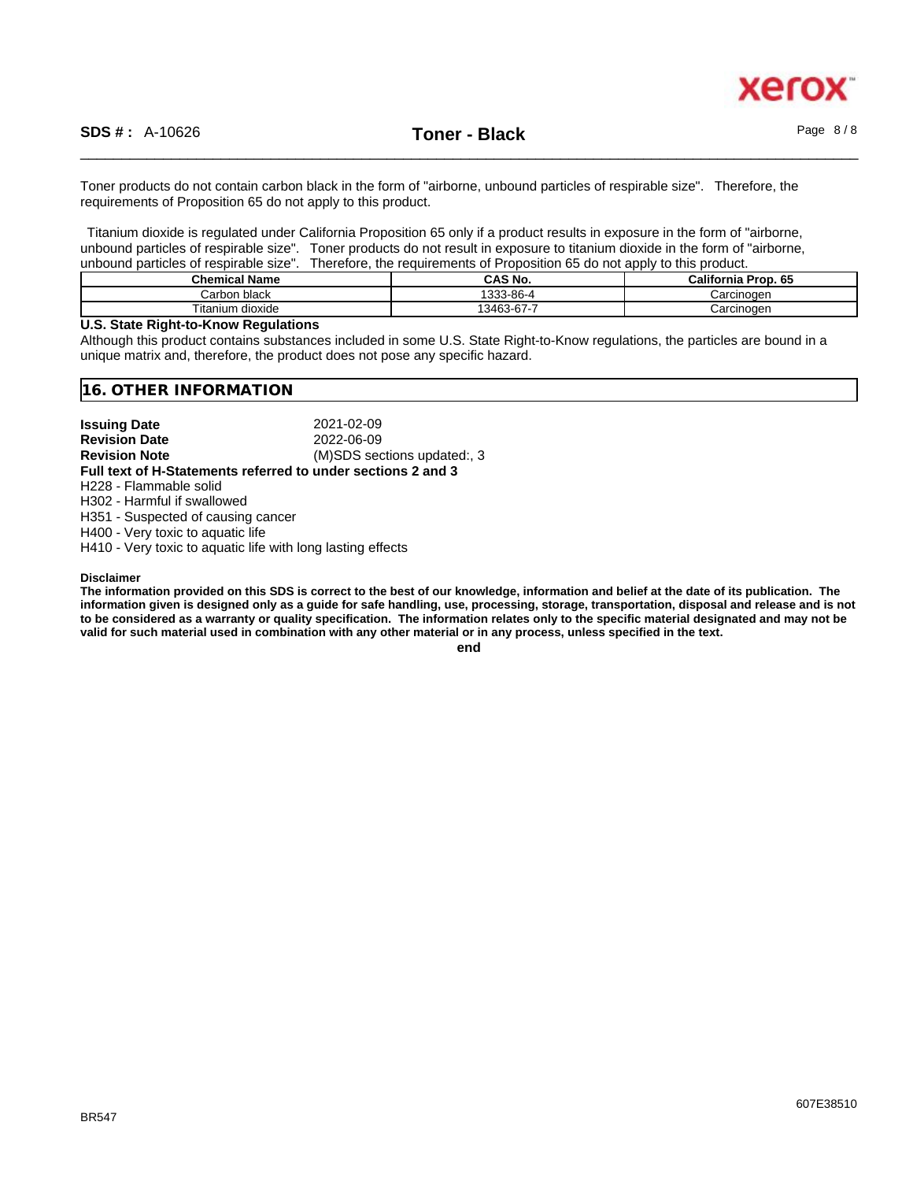Toner products do not contain carbon black in the form of "airborne, unbound particles of respirable size". Therefore, the requirements of Proposition 65 do not apply to this product.

Titanium dioxide is regulated under California Proposition 65 only if a product results in exposure in the form of "airborne, unbound particles of respirable size". Toner products do not result in exposure to titanium dioxide in the form of "airborne, unbound particles of respirable size". Therefore, the requirements of Proposition 65 do not apply to this product.

| Chemical Name | CAS No. | California Prop. 65 |
|---|---|---|
| Carbon black | 1333-86-4 | Carcinogen |
| Titanium dioxide | 13463-67-7 | Carcinogen |

**U.S. State Right-to-Know Regulations**

Although this product contains substances included in some U.S. State Right-to-Know regulations, the particles are bound in a unique matrix and, therefore, the product does not pose any specific hazard.

## 16. OTHER INFORMATION

**Issuing Date** 2021-02-09
**Revision Date** 2022-06-09
**Revision Note** (M)SDS sections updated:, 3

**Full text of H-Statements referred to under sections 2 and 3**

H228 - Flammable solid
H302 - Harmful if swallowed
H351 - Suspected of causing cancer
H400 - Very toxic to aquatic life
H410 - Very toxic to aquatic life with long lasting effects

**Disclaimer**

**The information provided on this SDS is correct to the best of our knowledge, information and belief at the date of its publication. The information given is designed only as a guide for safe handling, use, processing, storage, transportation, disposal and release and is not to be considered as a warranty or quality specification. The information relates only to the specific material designated and may not be valid for such material used in combination with any other material or in any process, unless specified in the text.**

**end**